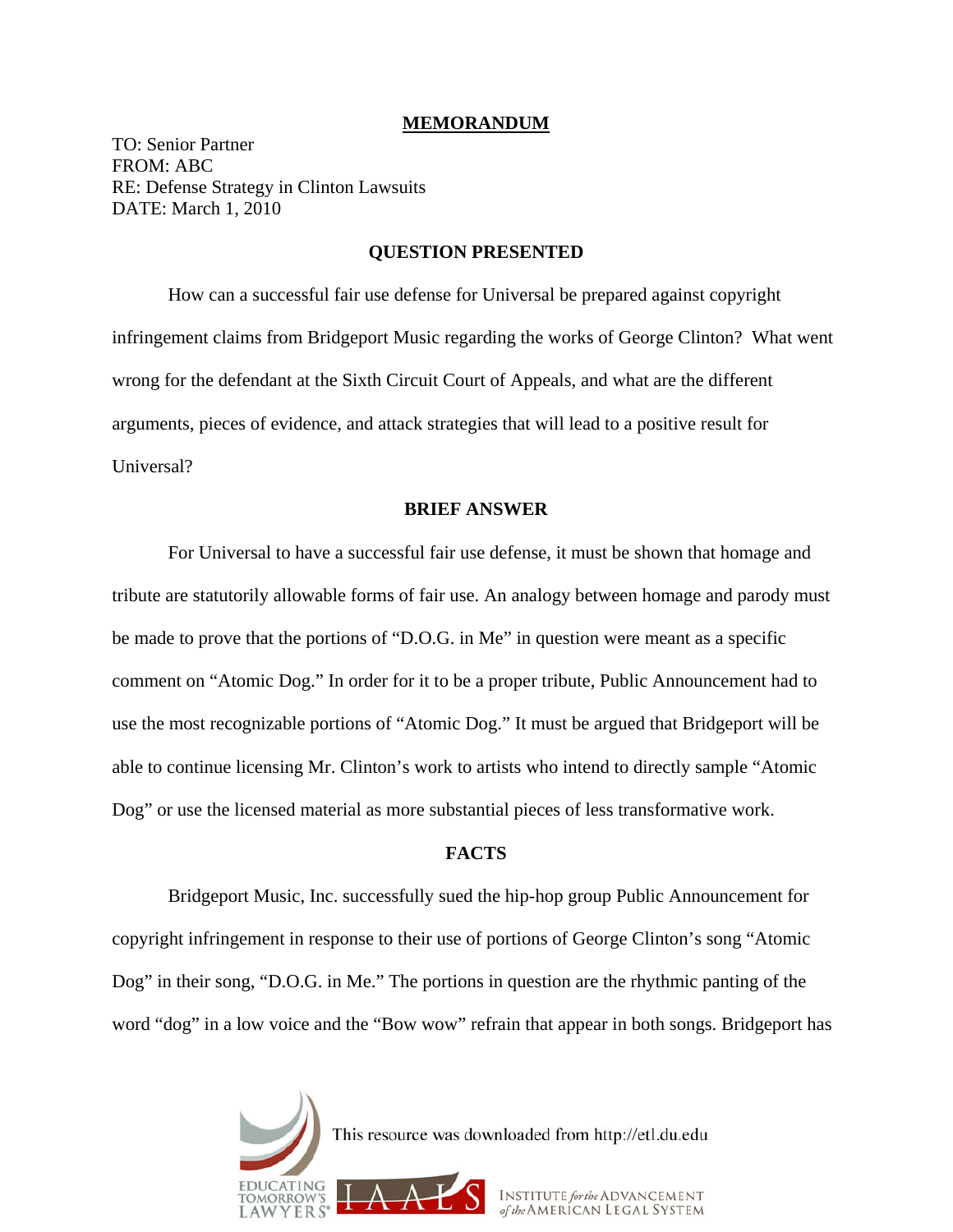**MEMORANDUM**

TO: Senior Partner
FROM: ABC
RE: Defense Strategy in Clinton Lawsuits
DATE: March 1, 2010

**QUESTION PRESENTED**

How can a successful fair use defense for Universal be prepared against copyright infringement claims from Bridgeport Music regarding the works of George Clinton? What went wrong for the defendant at the Sixth Circuit Court of Appeals, and what are the different arguments, pieces of evidence, and attack strategies that will lead to a positive result for Universal?

**BRIEF ANSWER**

For Universal to have a successful fair use defense, it must be shown that homage and tribute are statutorily allowable forms of fair use. An analogy between homage and parody must be made to prove that the portions of "D.O.G. in Me" in question were meant as a specific comment on "Atomic Dog." In order for it to be a proper tribute, Public Announcement had to use the most recognizable portions of "Atomic Dog." It must be argued that Bridgeport will be able to continue licensing Mr. Clinton's work to artists who intend to directly sample "Atomic Dog" or use the licensed material as more substantial pieces of less transformative work.

**FACTS**

Bridgeport Music, Inc. successfully sued the hip-hop group Public Announcement for copyright infringement in response to their use of portions of George Clinton's song "Atomic Dog" in their song, "D.O.G. in Me." The portions in question are the rhythmic panting of the word "dog" in a low voice and the "Bow wow" refrain that appear in both songs. Bridgeport has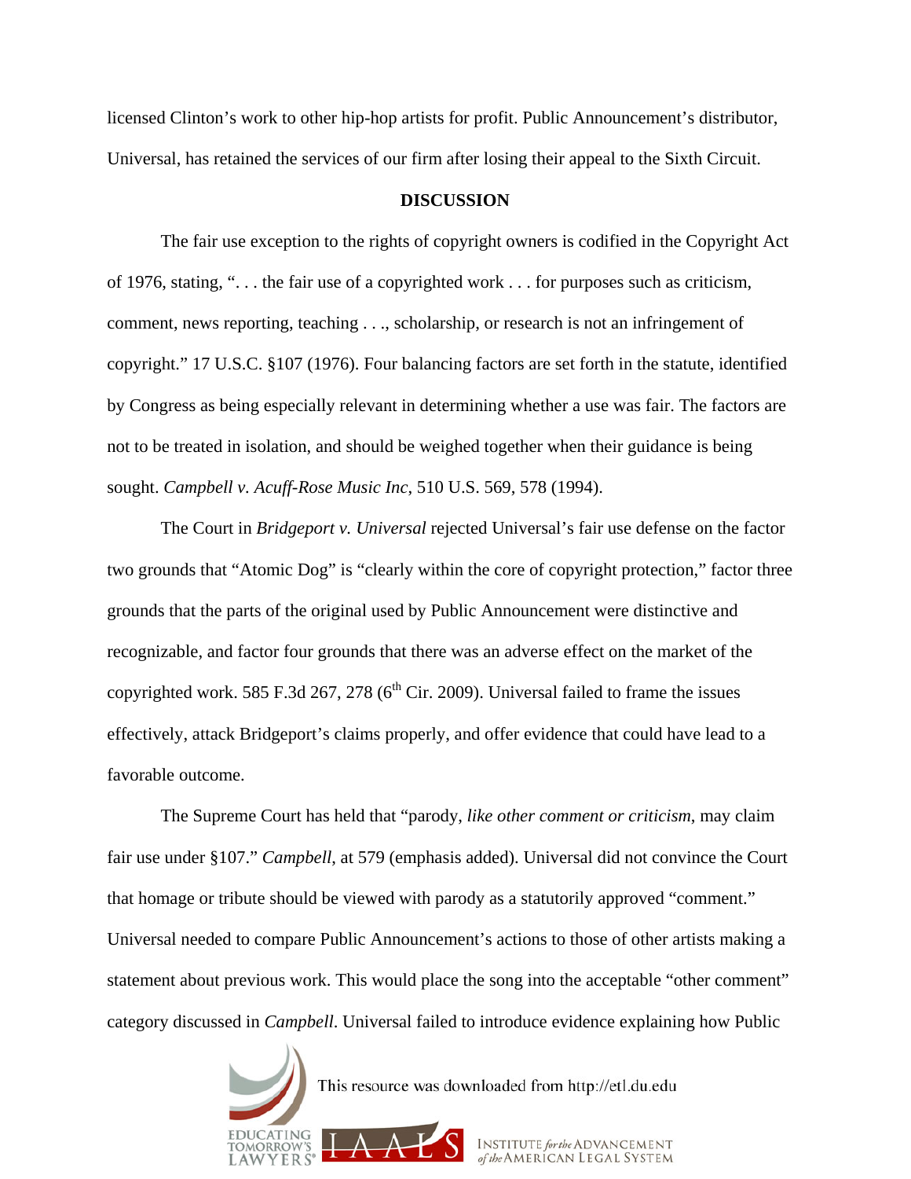licensed Clinton's work to other hip-hop artists for profit. Public Announcement's distributor, Universal, has retained the services of our firm after losing their appeal to the Sixth Circuit.

**DISCUSSION**

The fair use exception to the rights of copyright owners is codified in the Copyright Act of 1976, stating, ". . . the fair use of a copyrighted work . . . for purposes such as criticism, comment, news reporting, teaching . . ., scholarship, or research is not an infringement of copyright." 17 U.S.C. §107 (1976). Four balancing factors are set forth in the statute, identified by Congress as being especially relevant in determining whether a use was fair. The factors are not to be treated in isolation, and should be weighed together when their guidance is being sought. *Campbell v. Acuff-Rose Music Inc*, 510 U.S. 569, 578 (1994).

The Court in *Bridgeport v. Universal* rejected Universal's fair use defense on the factor two grounds that "Atomic Dog" is "clearly within the core of copyright protection," factor three grounds that the parts of the original used by Public Announcement were distinctive and recognizable, and factor four grounds that there was an adverse effect on the market of the copyrighted work. 585 F.3d 267, 278 (6th Cir. 2009). Universal failed to frame the issues effectively, attack Bridgeport's claims properly, and offer evidence that could have lead to a favorable outcome.

The Supreme Court has held that "parody, *like other comment or criticism*, may claim fair use under §107." *Campbell*, at 579 (emphasis added). Universal did not convince the Court that homage or tribute should be viewed with parody as a statutorily approved "comment." Universal needed to compare Public Announcement's actions to those of other artists making a statement about previous work. This would place the song into the acceptable "other comment" category discussed in *Campbell*. Universal failed to introduce evidence explaining how Public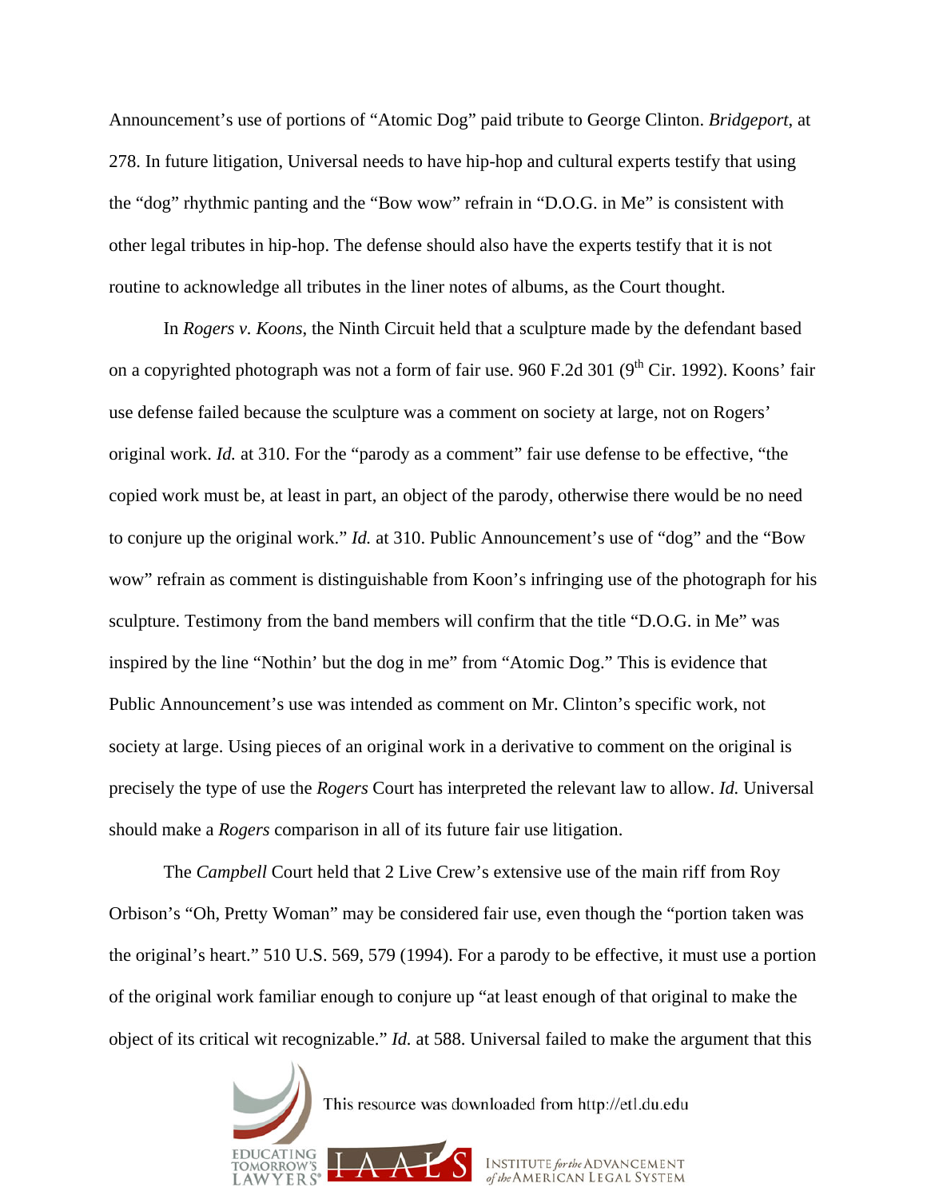Announcement's use of portions of "Atomic Dog" paid tribute to George Clinton. *Bridgeport*, at 278. In future litigation, Universal needs to have hip-hop and cultural experts testify that using the "dog" rhythmic panting and the "Bow wow" refrain in "D.O.G. in Me" is consistent with other legal tributes in hip-hop. The defense should also have the experts testify that it is not routine to acknowledge all tributes in the liner notes of albums, as the Court thought.

In *Rogers v. Koons*, the Ninth Circuit held that a sculpture made by the defendant based on a copyrighted photograph was not a form of fair use. 960 F.2d 301 (9th Cir. 1992). Koons' fair use defense failed because the sculpture was a comment on society at large, not on Rogers' original work. *Id.* at 310. For the "parody as a comment" fair use defense to be effective, "the copied work must be, at least in part, an object of the parody, otherwise there would be no need to conjure up the original work." *Id.* at 310. Public Announcement's use of "dog" and the "Bow wow" refrain as comment is distinguishable from Koon's infringing use of the photograph for his sculpture. Testimony from the band members will confirm that the title "D.O.G. in Me" was inspired by the line "Nothin' but the dog in me" from "Atomic Dog." This is evidence that Public Announcement's use was intended as comment on Mr. Clinton's specific work, not society at large. Using pieces of an original work in a derivative to comment on the original is precisely the type of use the *Rogers* Court has interpreted the relevant law to allow. *Id.* Universal should make a *Rogers* comparison in all of its future fair use litigation.

The *Campbell* Court held that 2 Live Crew's extensive use of the main riff from Roy Orbison's "Oh, Pretty Woman" may be considered fair use, even though the "portion taken was the original's heart." 510 U.S. 569, 579 (1994). For a parody to be effective, it must use a portion of the original work familiar enough to conjure up "at least enough of that original to make the object of its critical wit recognizable." *Id.* at 588. Universal failed to make the argument that this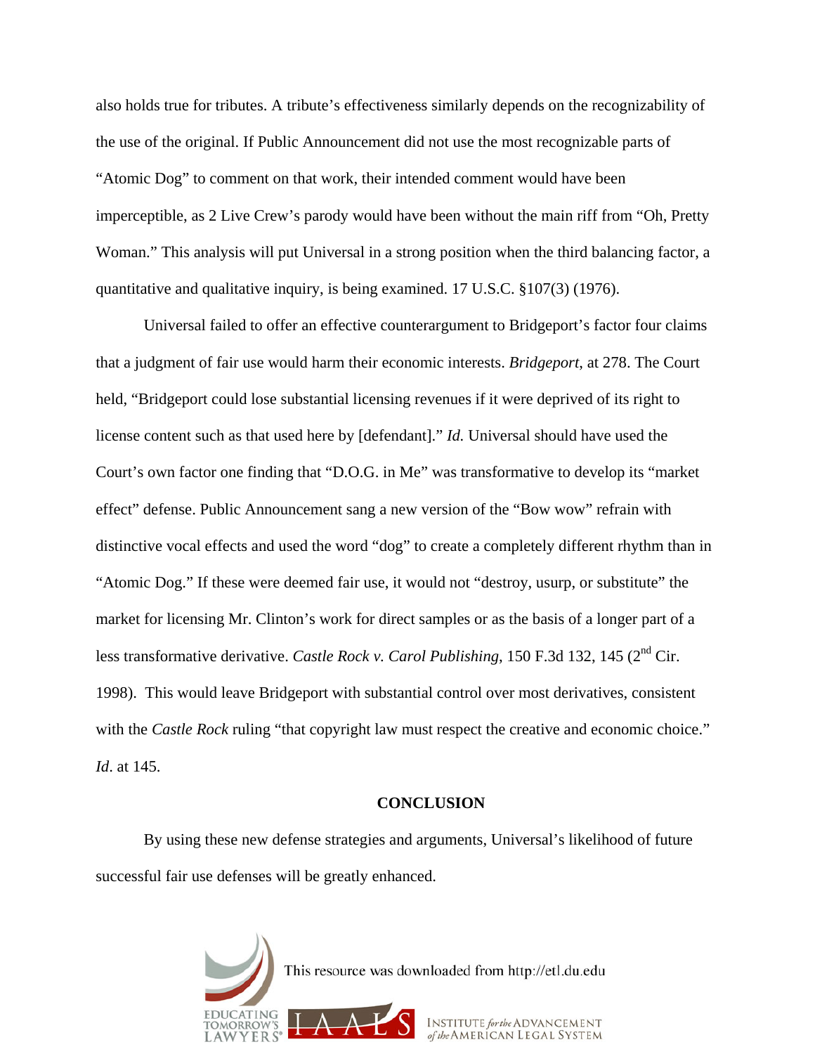also holds true for tributes. A tribute's effectiveness similarly depends on the recognizability of the use of the original. If Public Announcement did not use the most recognizable parts of "Atomic Dog" to comment on that work, their intended comment would have been imperceptible, as 2 Live Crew's parody would have been without the main riff from "Oh, Pretty Woman." This analysis will put Universal in a strong position when the third balancing factor, a quantitative and qualitative inquiry, is being examined. 17 U.S.C. §107(3) (1976).

Universal failed to offer an effective counterargument to Bridgeport's factor four claims that a judgment of fair use would harm their economic interests. *Bridgeport*, at 278. The Court held, "Bridgeport could lose substantial licensing revenues if it were deprived of its right to license content such as that used here by [defendant]." *Id.* Universal should have used the Court's own factor one finding that "D.O.G. in Me" was transformative to develop its "market effect" defense. Public Announcement sang a new version of the "Bow wow" refrain with distinctive vocal effects and used the word "dog" to create a completely different rhythm than in "Atomic Dog." If these were deemed fair use, it would not "destroy, usurp, or substitute" the market for licensing Mr. Clinton's work for direct samples or as the basis of a longer part of a less transformative derivative. *Castle Rock v. Carol Publishing*, 150 F.3d 132, 145 (2nd Cir. 1998). This would leave Bridgeport with substantial control over most derivatives, consistent with the *Castle Rock* ruling "that copyright law must respect the creative and economic choice." *Id*. at 145.

## CONCLUSION

By using these new defense strategies and arguments, Universal's likelihood of future successful fair use defenses will be greatly enhanced.